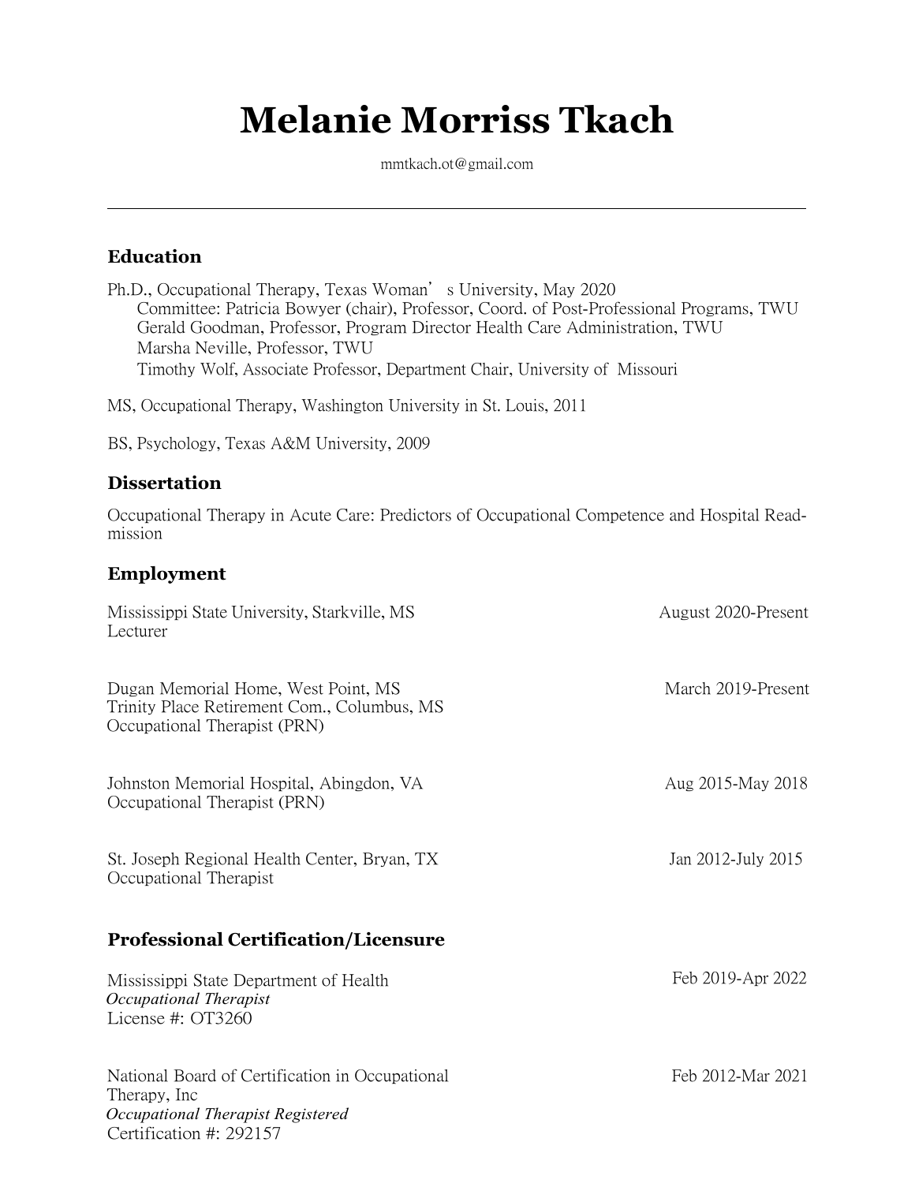# Melanie Morriss Tkach

mmtkach.ot@gmail.com

---

## Education

Ph.D., Occupational Therapy, Texas Woman's University, May 2020
Committee: Patricia Bowyer (chair), Professor, Coord. of Post-Professional Programs, TWU
Gerald Goodman, Professor, Program Director Health Care Administration, TWU
Marsha Neville, Professor, TWU
Timothy Wolf, Associate Professor, Department Chair, University of Missouri

MS, Occupational Therapy, Washington University in St. Louis, 2011

BS, Psychology, Texas A&M University, 2009

## Dissertation

Occupational Therapy in Acute Care: Predictors of Occupational Competence and Hospital Readmission

## Employment

Mississippi State University, Starkville, MS — August 2020-Present
Lecturer

Dugan Memorial Home, West Point, MS — March 2019-Present
Trinity Place Retirement Com., Columbus, MS
Occupational Therapist (PRN)

Johnston Memorial Hospital, Abingdon, VA — Aug 2015-May 2018
Occupational Therapist (PRN)

St. Joseph Regional Health Center, Bryan, TX — Jan 2012-July 2015
Occupational Therapist

## Professional Certification/Licensure

Mississippi State Department of Health — Feb 2019-Apr 2022
*Occupational Therapist*
License #: OT3260

National Board of Certification in Occupational Therapy, Inc — Feb 2012-Mar 2021
*Occupational Therapist Registered*
Certification #: 292157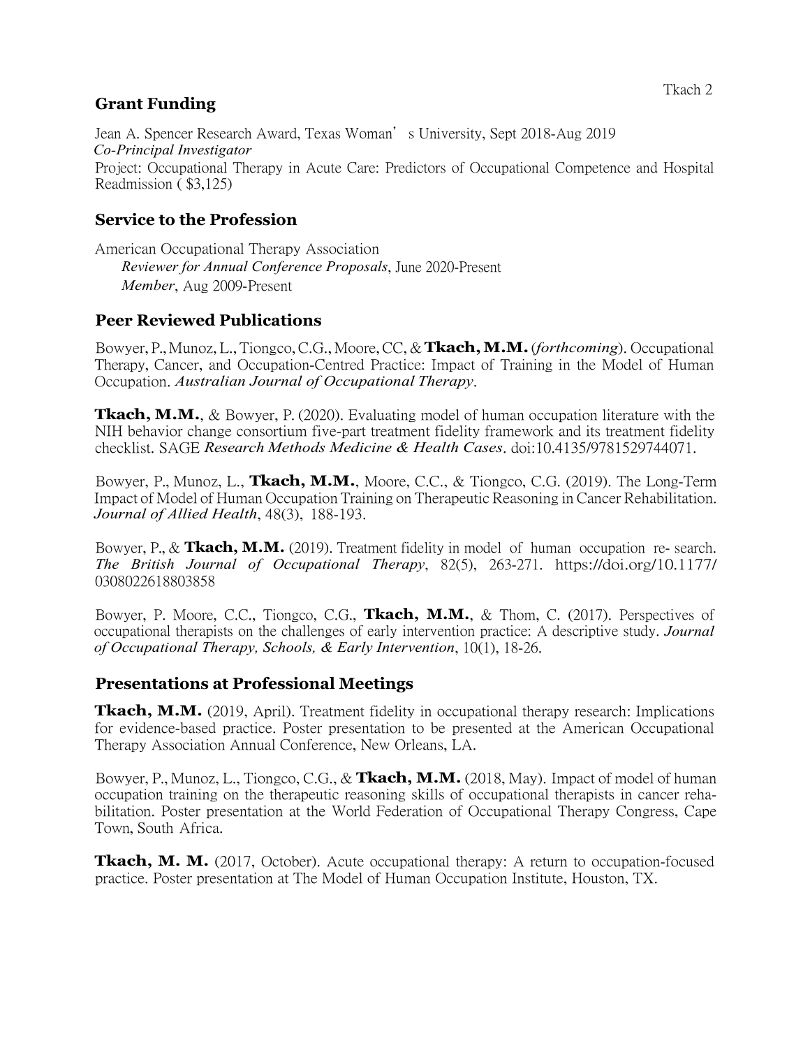## Grant Funding

Jean A. Spencer Research Award, Texas Woman's University, Sept 2018-Aug 2019
*Co-Principal Investigator*
Project: Occupational Therapy in Acute Care: Predictors of Occupational Competence and Hospital Readmission ( $3,125)

## Service to the Profession

American Occupational Therapy Association
*Reviewer for Annual Conference Proposals*, June 2020-Present
*Member*, Aug 2009-Present

## Peer Reviewed Publications

Bowyer, P., Munoz, L., Tiongco, C.G., Moore, CC, & **Tkach, M.M.** (*forthcoming*). Occupational Therapy, Cancer, and Occupation-Centred Practice: Impact of Training in the Model of Human Occupation. *Australian Journal of Occupational Therapy*.

**Tkach, M.M.**, & Bowyer, P. (2020). Evaluating model of human occupation literature with the NIH behavior change consortium five-part treatment fidelity framework and its treatment fidelity checklist. SAGE *Research Methods Medicine & Health Cases*. doi:10.4135/9781529744071.

Bowyer, P., Munoz, L., **Tkach, M.M.**, Moore, C.C., & Tiongco, C.G. (2019). The Long-Term Impact of Model of Human Occupation Training on Therapeutic Reasoning in Cancer Rehabilitation. *Journal of Allied Health*, 48(3), 188-193.

Bowyer, P., & **Tkach, M.M.** (2019). Treatment fidelity in model of human occupation re- search. *The British Journal of Occupational Therapy*, 82(5), 263-271. https://doi.org/10.1177/0308022618803858

Bowyer, P. Moore, C.C., Tiongco, C.G., **Tkach, M.M.**, & Thom, C. (2017). Perspectives of occupational therapists on the challenges of early intervention practice: A descriptive study. *Journal of Occupational Therapy, Schools, & Early Intervention*, 10(1), 18-26.

## Presentations at Professional Meetings

**Tkach, M.M.** (2019, April). Treatment fidelity in occupational therapy research: Implications for evidence-based practice. Poster presentation to be presented at the American Occupational Therapy Association Annual Conference, New Orleans, LA.

Bowyer, P., Munoz, L., Tiongco, C.G., & **Tkach, M.M.** (2018, May). Impact of model of human occupation training on the therapeutic reasoning skills of occupational therapists in cancer reha- bilitation. Poster presentation at the World Federation of Occupational Therapy Congress, Cape Town, South Africa.

**Tkach, M. M.** (2017, October). Acute occupational therapy: A return to occupation-focused practice. Poster presentation at The Model of Human Occupation Institute, Houston, TX.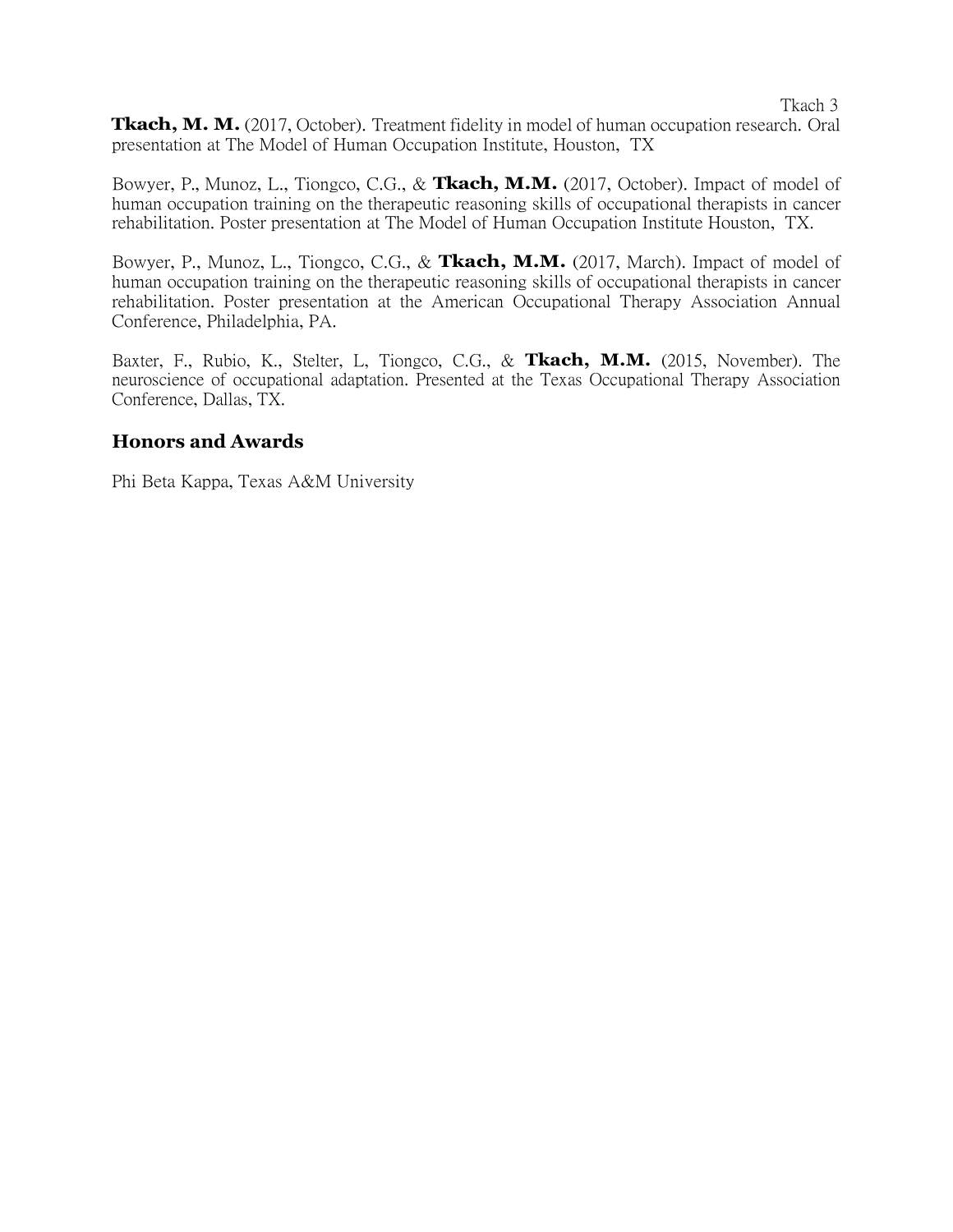**Tkach, M. M.** (2017, October). Treatment fidelity in model of human occupation research. Oral presentation at The Model of Human Occupation Institute, Houston, TX

Bowyer, P., Munoz, L., Tiongco, C.G., & **Tkach, M.M.** (2017, October). Impact of model of human occupation training on the therapeutic reasoning skills of occupational therapists in cancer rehabilitation. Poster presentation at The Model of Human Occupation Institute Houston, TX.

Bowyer, P., Munoz, L., Tiongco, C.G., & **Tkach, M.M.** (2017, March). Impact of model of human occupation training on the therapeutic reasoning skills of occupational therapists in cancer rehabilitation. Poster presentation at the American Occupational Therapy Association Annual Conference, Philadelphia, PA.

Baxter, F., Rubio, K., Stelter, L, Tiongco, C.G., & **Tkach, M.M.** (2015, November). The neuroscience of occupational adaptation. Presented at the Texas Occupational Therapy Association Conference, Dallas, TX.

## Honors and Awards

Phi Beta Kappa, Texas A&M University